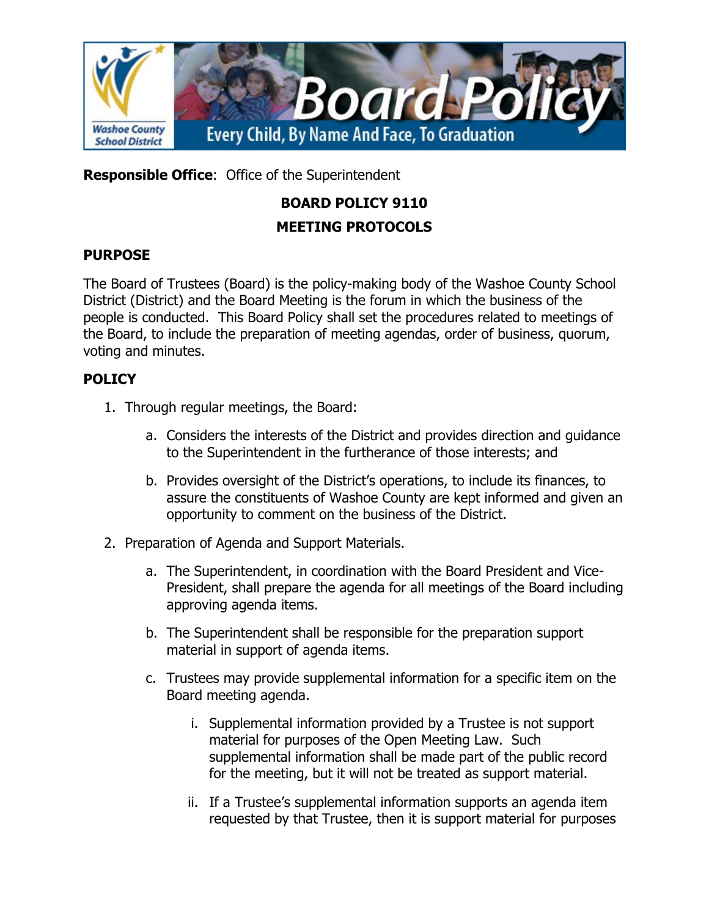**Responsible Office**: Office of the Superintendent

# BOARD POLICY 9110

# MEETING PROTOCOLS

## PURPOSE

The Board of Trustees (Board) is the policy-making body of the Washoe County School District (District) and the Board Meeting is the forum in which the business of the people is conducted. This Board Policy shall set the procedures related to meetings of the Board, to include the preparation of meeting agendas, order of business, quorum, voting and minutes.

## POLICY

1. Through regular meetings, the Board:
    a. Considers the interests of the District and provides direction and guidance to the Superintendent in the furtherance of those interests; and
    b. Provides oversight of the District's operations, to include its finances, to assure the constituents of Washoe County are kept informed and given an opportunity to comment on the business of the District.
2. Preparation of Agenda and Support Materials.
    a. The Superintendent, in coordination with the Board President and Vice-President, shall prepare the agenda for all meetings of the Board including approving agenda items.
    b. The Superintendent shall be responsible for the preparation support material in support of agenda items.
    c. Trustees may provide supplemental information for a specific item on the Board meeting agenda.
        i. Supplemental information provided by a Trustee is not support material for purposes of the Open Meeting Law. Such supplemental information shall be made part of the public record for the meeting, but it will not be treated as support material.
        ii. If a Trustee's supplemental information supports an agenda item requested by that Trustee, then it is support material for purposes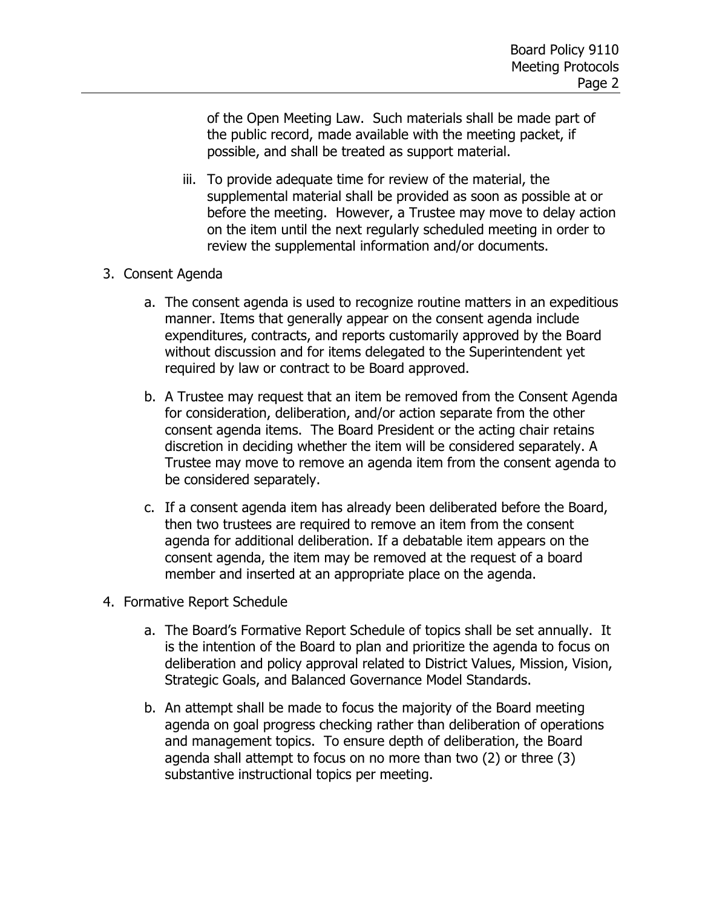of the Open Meeting Law. Such materials shall be made part of the public record, made available with the meeting packet, if possible, and shall be treated as support material.

iii. To provide adequate time for review of the material, the supplemental material shall be provided as soon as possible at or before the meeting. However, a Trustee may move to delay action on the item until the next regularly scheduled meeting in order to review the supplemental information and/or documents.

3. Consent Agenda

    a. The consent agenda is used to recognize routine matters in an expeditious manner. Items that generally appear on the consent agenda include expenditures, contracts, and reports customarily approved by the Board without discussion and for items delegated to the Superintendent yet required by law or contract to be Board approved.

    b. A Trustee may request that an item be removed from the Consent Agenda for consideration, deliberation, and/or action separate from the other consent agenda items. The Board President or the acting chair retains discretion in deciding whether the item will be considered separately. A Trustee may move to remove an agenda item from the consent agenda to be considered separately.

    c. If a consent agenda item has already been deliberated before the Board, then two trustees are required to remove an item from the consent agenda for additional deliberation. If a debatable item appears on the consent agenda, the item may be removed at the request of a board member and inserted at an appropriate place on the agenda.

4. Formative Report Schedule

    a. The Board's Formative Report Schedule of topics shall be set annually. It is the intention of the Board to plan and prioritize the agenda to focus on deliberation and policy approval related to District Values, Mission, Vision, Strategic Goals, and Balanced Governance Model Standards.

    b. An attempt shall be made to focus the majority of the Board meeting agenda on goal progress checking rather than deliberation of operations and management topics. To ensure depth of deliberation, the Board agenda shall attempt to focus on no more than two (2) or three (3) substantive instructional topics per meeting.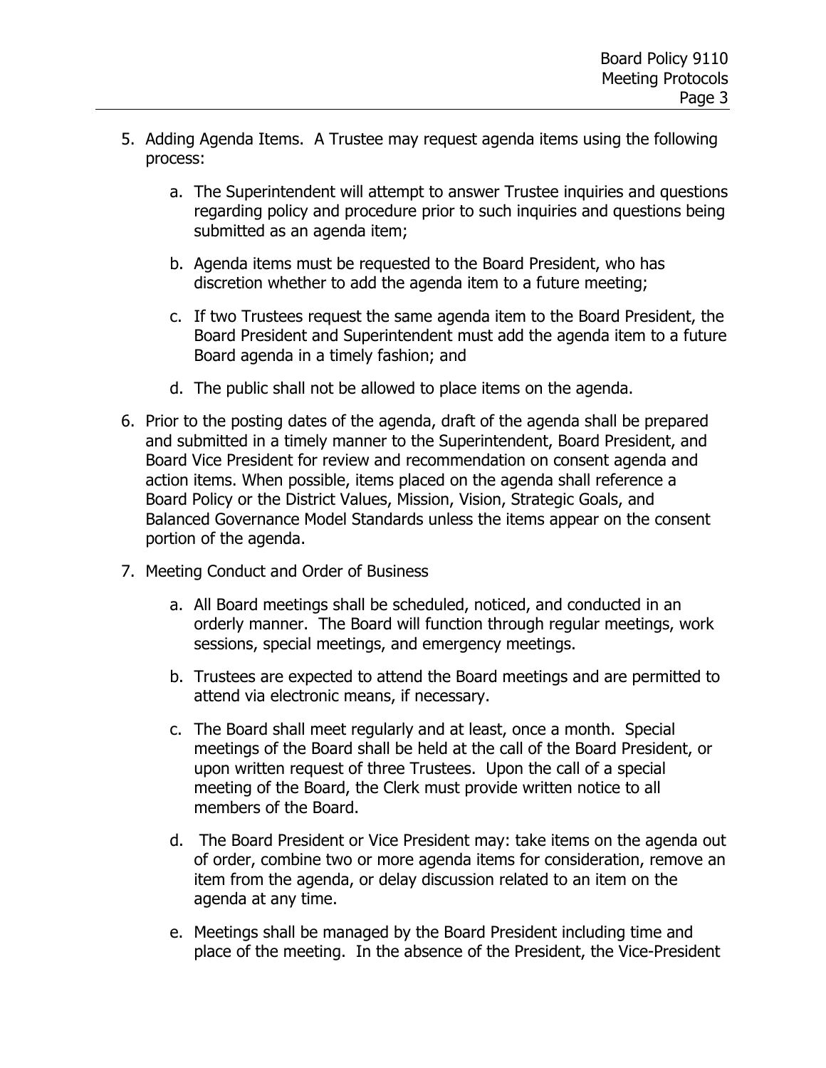5. Adding Agenda Items. A Trustee may request agenda items using the following process:

    a. The Superintendent will attempt to answer Trustee inquiries and questions regarding policy and procedure prior to such inquiries and questions being submitted as an agenda item;

    b. Agenda items must be requested to the Board President, who has discretion whether to add the agenda item to a future meeting;

    c. If two Trustees request the same agenda item to the Board President, the Board President and Superintendent must add the agenda item to a future Board agenda in a timely fashion; and

    d. The public shall not be allowed to place items on the agenda.

6. Prior to the posting dates of the agenda, draft of the agenda shall be prepared and submitted in a timely manner to the Superintendent, Board President, and Board Vice President for review and recommendation on consent agenda and action items. When possible, items placed on the agenda shall reference a Board Policy or the District Values, Mission, Vision, Strategic Goals, and Balanced Governance Model Standards unless the items appear on the consent portion of the agenda.

7. Meeting Conduct and Order of Business

    a. All Board meetings shall be scheduled, noticed, and conducted in an orderly manner. The Board will function through regular meetings, work sessions, special meetings, and emergency meetings.

    b. Trustees are expected to attend the Board meetings and are permitted to attend via electronic means, if necessary.

    c. The Board shall meet regularly and at least, once a month. Special meetings of the Board shall be held at the call of the Board President, or upon written request of three Trustees. Upon the call of a special meeting of the Board, the Clerk must provide written notice to all members of the Board.

    d. The Board President or Vice President may: take items on the agenda out of order, combine two or more agenda items for consideration, remove an item from the agenda, or delay discussion related to an item on the agenda at any time.

    e. Meetings shall be managed by the Board President including time and place of the meeting. In the absence of the President, the Vice-President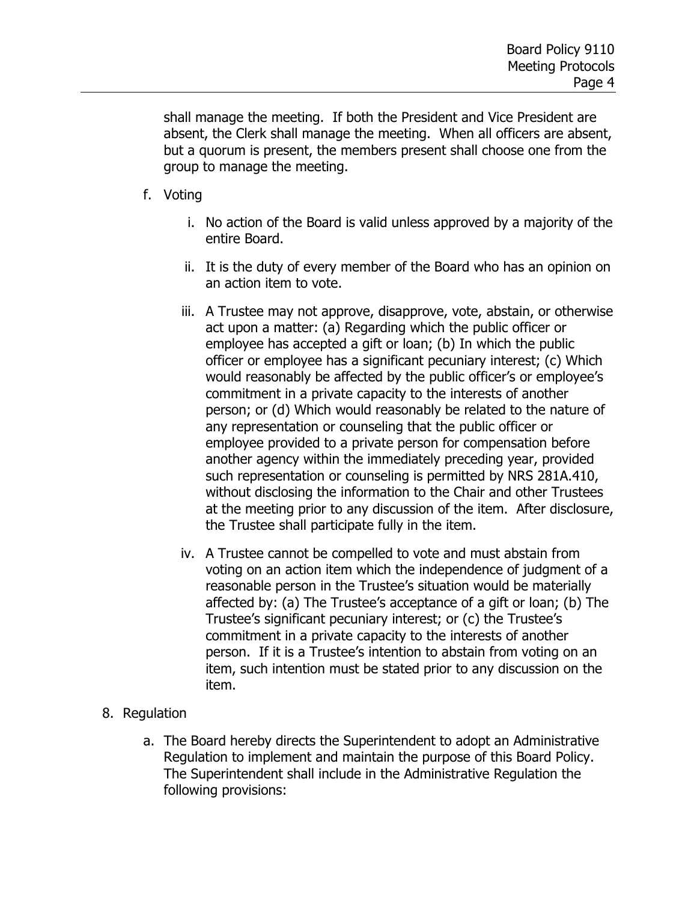shall manage the meeting. If both the President and Vice President are absent, the Clerk shall manage the meeting. When all officers are absent, but a quorum is present, the members present shall choose one from the group to manage the meeting.

f. Voting

   i. No action of the Board is valid unless approved by a majority of the entire Board.

   ii. It is the duty of every member of the Board who has an opinion on an action item to vote.

   iii. A Trustee may not approve, disapprove, vote, abstain, or otherwise act upon a matter: (a) Regarding which the public officer or employee has accepted a gift or loan; (b) In which the public officer or employee has a significant pecuniary interest; (c) Which would reasonably be affected by the public officer's or employee's commitment in a private capacity to the interests of another person; or (d) Which would reasonably be related to the nature of any representation or counseling that the public officer or employee provided to a private person for compensation before another agency within the immediately preceding year, provided such representation or counseling is permitted by NRS 281A.410, without disclosing the information to the Chair and other Trustees at the meeting prior to any discussion of the item. After disclosure, the Trustee shall participate fully in the item.

   iv. A Trustee cannot be compelled to vote and must abstain from voting on an action item which the independence of judgment of a reasonable person in the Trustee's situation would be materially affected by: (a) The Trustee's acceptance of a gift or loan; (b) The Trustee's significant pecuniary interest; or (c) the Trustee's commitment in a private capacity to the interests of another person. If it is a Trustee's intention to abstain from voting on an item, such intention must be stated prior to any discussion on the item.

8. Regulation

   a. The Board hereby directs the Superintendent to adopt an Administrative Regulation to implement and maintain the purpose of this Board Policy. The Superintendent shall include in the Administrative Regulation the following provisions: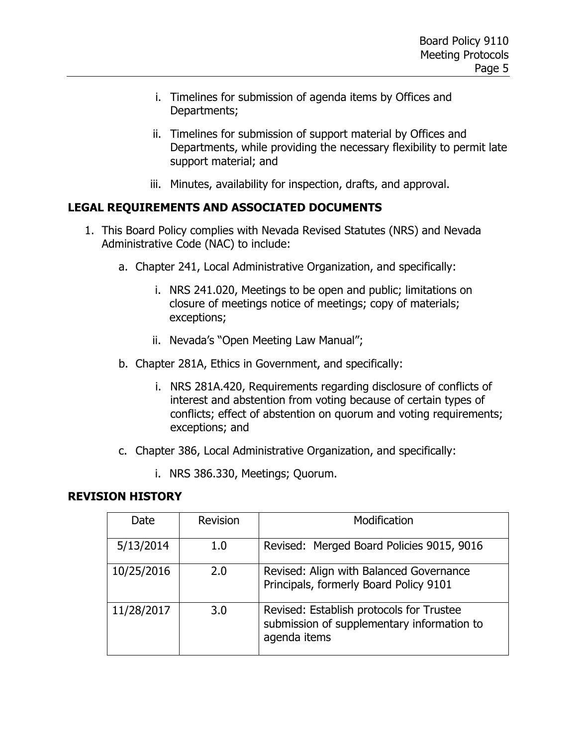i. Timelines for submission of agenda items by Offices and Departments;

ii. Timelines for submission of support material by Offices and Departments, while providing the necessary flexibility to permit late support material; and

iii. Minutes, availability for inspection, drafts, and approval.

## LEGAL REQUIREMENTS AND ASSOCIATED DOCUMENTS

1. This Board Policy complies with Nevada Revised Statutes (NRS) and Nevada Administrative Code (NAC) to include:

   a. Chapter 241, Local Administrative Organization, and specifically:

      i. NRS 241.020, Meetings to be open and public; limitations on closure of meetings notice of meetings; copy of materials; exceptions;

      ii. Nevada's "Open Meeting Law Manual";

   b. Chapter 281A, Ethics in Government, and specifically:

      i. NRS 281A.420, Requirements regarding disclosure of conflicts of interest and abstention from voting because of certain types of conflicts; effect of abstention on quorum and voting requirements; exceptions; and

   c. Chapter 386, Local Administrative Organization, and specifically:

      i. NRS 386.330, Meetings; Quorum.

## REVISION HISTORY

| Date | Revision | Modification |
|---|---|---|
| 5/13/2014 | 1.0 | Revised: Merged Board Policies 9015, 9016 |
| 10/25/2016 | 2.0 | Revised: Align with Balanced Governance Principals, formerly Board Policy 9101 |
| 11/28/2017 | 3.0 | Revised: Establish protocols for Trustee submission of supplementary information to agenda items |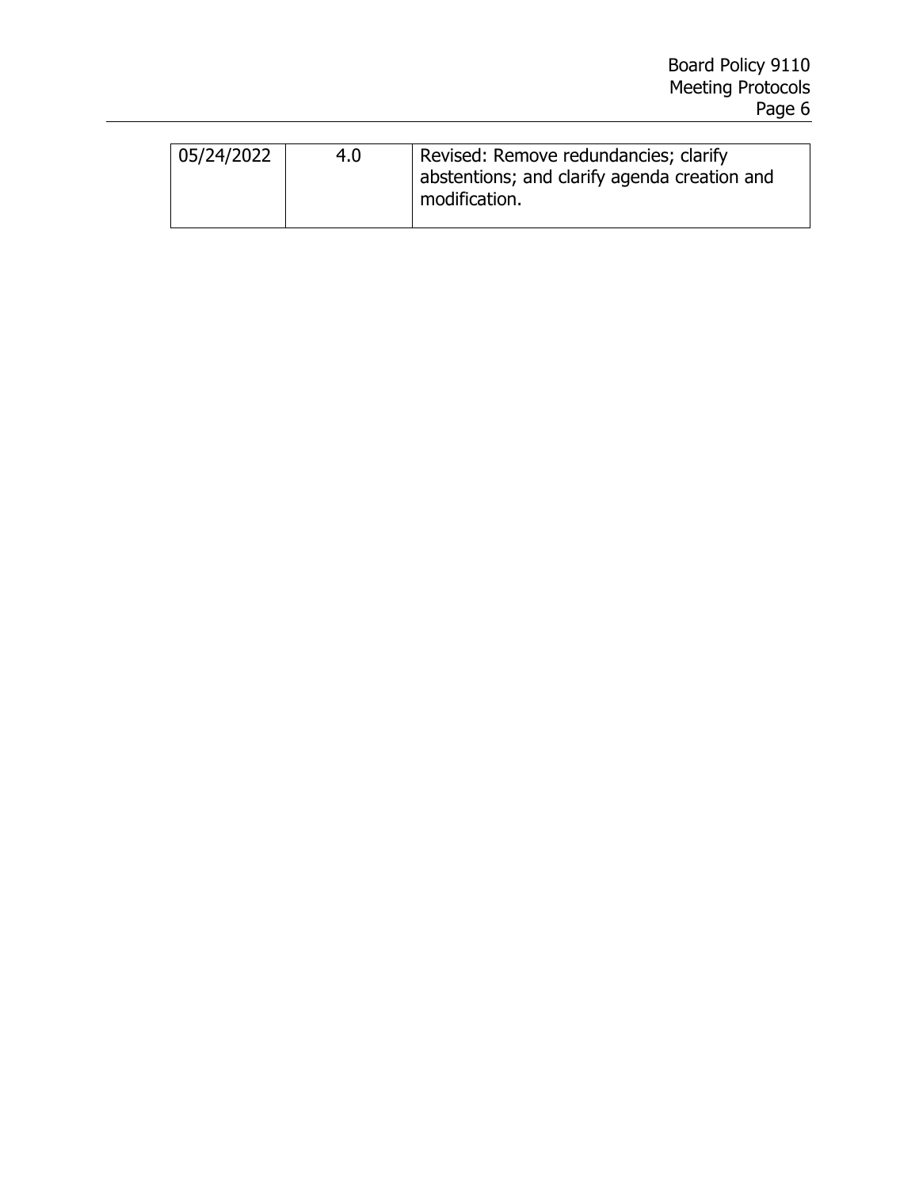| | | |
|---|---|---|
| 05/24/2022 | 4.0 | Revised: Remove redundancies; clarify abstentions; and clarify agenda creation and modification. |